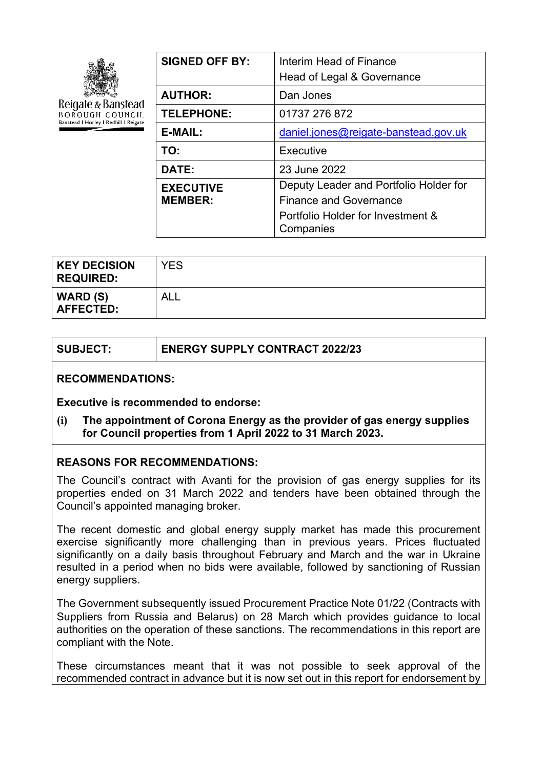Reigate & Banstead BOROUGH COUNCIL
Banstead | Horley | Redhill | Reigate

| | |
|---|---|
| **SIGNED OFF BY:** | Interim Head of Finance<br>Head of Legal & Governance |
| **AUTHOR:** | Dan Jones |
| **TELEPHONE:** | 01737 276 872 |
| **E-MAIL:** | daniel.jones@reigate-banstead.gov.uk |
| **TO:** | Executive |
| **DATE:** | 23 June 2022 |
| **EXECUTIVE MEMBER:** | Deputy Leader and Portfolio Holder for Finance and Governance<br>Portfolio Holder for Investment & Companies |

| | |
|---|---|
| **KEY DECISION REQUIRED:** | YES |
| **WARD (S) AFFECTED:** | ALL |

| | |
|---|---|
| **SUBJECT:** | **ENERGY SUPPLY CONTRACT 2022/23** |

**RECOMMENDATIONS:**

**Executive is recommended to endorse:**

**(i) The appointment of Corona Energy as the provider of gas energy supplies for Council properties from 1 April 2022 to 31 March 2023.**

**REASONS FOR RECOMMENDATIONS:**

The Council's contract with Avanti for the provision of gas energy supplies for its properties ended on 31 March 2022 and tenders have been obtained through the Council's appointed managing broker.

The recent domestic and global energy supply market has made this procurement exercise significantly more challenging than in previous years. Prices fluctuated significantly on a daily basis throughout February and March and the war in Ukraine resulted in a period when no bids were available, followed by sanctioning of Russian energy suppliers.

The Government subsequently issued Procurement Practice Note 01/22 (Contracts with Suppliers from Russia and Belarus) on 28 March which provides guidance to local authorities on the operation of these sanctions. The recommendations in this report are compliant with the Note.

These circumstances meant that it was not possible to seek approval of the recommended contract in advance but it is now set out in this report for endorsement by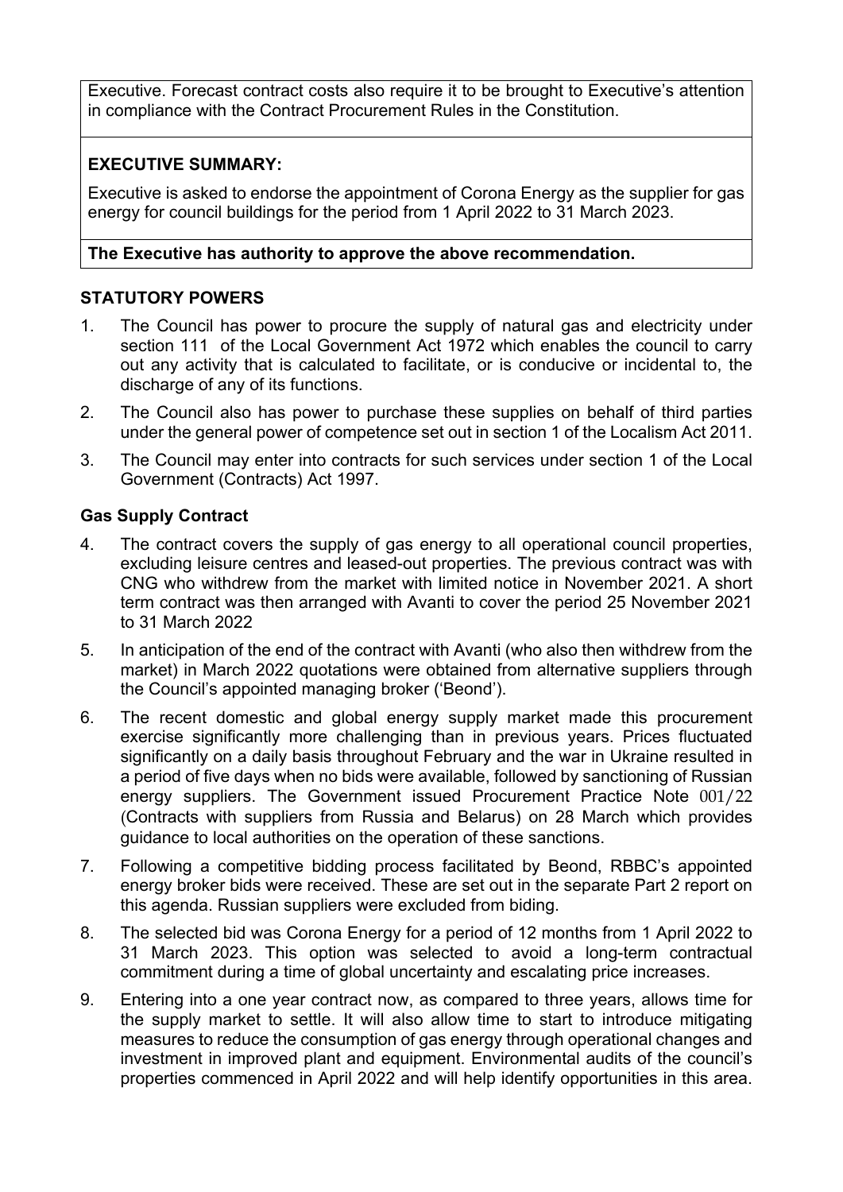Executive. Forecast contract costs also require it to be brought to Executive's attention in compliance with the Contract Procurement Rules in the Constitution.

**EXECUTIVE SUMMARY:**

Executive is asked to endorse the appointment of Corona Energy as the supplier for gas energy for council buildings for the period from 1 April 2022 to 31 March 2023.

**The Executive has authority to approve the above recommendation.**

**STATUTORY POWERS**

1. The Council has power to procure the supply of natural gas and electricity under section 111 of the Local Government Act 1972 which enables the council to carry out any activity that is calculated to facilitate, or is conducive or incidental to, the discharge of any of its functions.
2. The Council also has power to purchase these supplies on behalf of third parties under the general power of competence set out in section 1 of the Localism Act 2011.
3. The Council may enter into contracts for such services under section 1 of the Local Government (Contracts) Act 1997.

**Gas Supply Contract**

4. The contract covers the supply of gas energy to all operational council properties, excluding leisure centres and leased-out properties. The previous contract was with CNG who withdrew from the market with limited notice in November 2021. A short term contract was then arranged with Avanti to cover the period 25 November 2021 to 31 March 2022
5. In anticipation of the end of the contract with Avanti (who also then withdrew from the market) in March 2022 quotations were obtained from alternative suppliers through the Council's appointed managing broker ('Beond').
6. The recent domestic and global energy supply market made this procurement exercise significantly more challenging than in previous years. Prices fluctuated significantly on a daily basis throughout February and the war in Ukraine resulted in a period of five days when no bids were available, followed by sanctioning of Russian energy suppliers. The Government issued Procurement Practice Note 001/22 (Contracts with suppliers from Russia and Belarus) on 28 March which provides guidance to local authorities on the operation of these sanctions.
7. Following a competitive bidding process facilitated by Beond, RBBC's appointed energy broker bids were received. These are set out in the separate Part 2 report on this agenda. Russian suppliers were excluded from biding.
8. The selected bid was Corona Energy for a period of 12 months from 1 April 2022 to 31 March 2023. This option was selected to avoid a long-term contractual commitment during a time of global uncertainty and escalating price increases.
9. Entering into a one year contract now, as compared to three years, allows time for the supply market to settle. It will also allow time to start to introduce mitigating measures to reduce the consumption of gas energy through operational changes and investment in improved plant and equipment. Environmental audits of the council's properties commenced in April 2022 and will help identify opportunities in this area.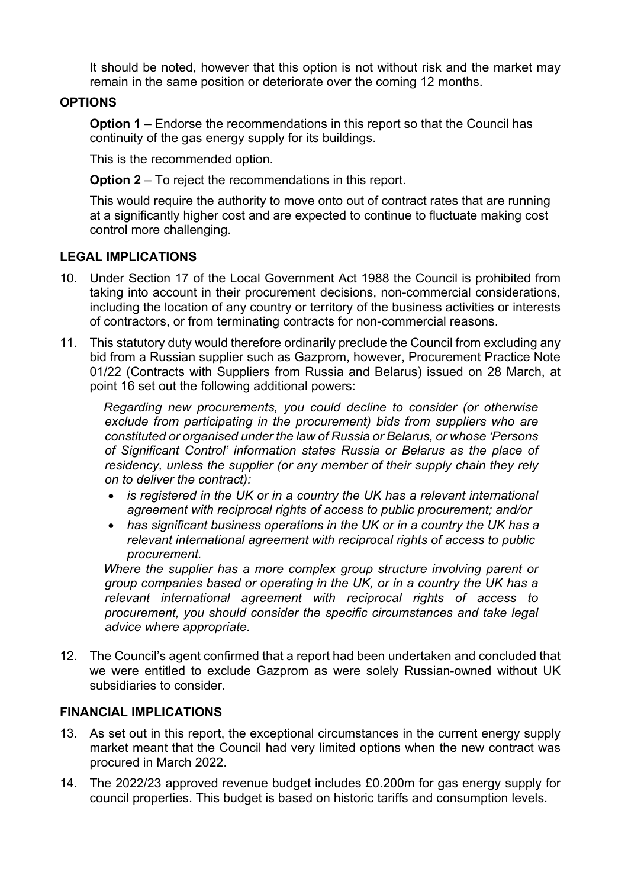It should be noted, however that this option is not without risk and the market may remain in the same position or deteriorate over the coming 12 months.

## OPTIONS

**Option 1** – Endorse the recommendations in this report so that the Council has continuity of the gas energy supply for its buildings.

This is the recommended option.

**Option 2** – To reject the recommendations in this report.

This would require the authority to move onto out of contract rates that are running at a significantly higher cost and are expected to continue to fluctuate making cost control more challenging.

## LEGAL IMPLICATIONS

10. Under Section 17 of the Local Government Act 1988 the Council is prohibited from taking into account in their procurement decisions, non-commercial considerations, including the location of any country or territory of the business activities or interests of contractors, or from terminating contracts for non-commercial reasons.

11. This statutory duty would therefore ordinarily preclude the Council from excluding any bid from a Russian supplier such as Gazprom, however, Procurement Practice Note 01/22 (Contracts with Suppliers from Russia and Belarus) issued on 28 March, at point 16 set out the following additional powers:

    *Regarding new procurements, you could decline to consider (or otherwise exclude from participating in the procurement) bids from suppliers who are constituted or organised under the law of Russia or Belarus, or whose 'Persons of Significant Control' information states Russia or Belarus as the place of residency, unless the supplier (or any member of their supply chain they rely on to deliver the contract):*

    - *is registered in the UK or in a country the UK has a relevant international agreement with reciprocal rights of access to public procurement; and/or*
    - *has significant business operations in the UK or in a country the UK has a relevant international agreement with reciprocal rights of access to public procurement.*

    *Where the supplier has a more complex group structure involving parent or group companies based or operating in the UK, or in a country the UK has a relevant international agreement with reciprocal rights of access to procurement, you should consider the specific circumstances and take legal advice where appropriate.*

12. The Council's agent confirmed that a report had been undertaken and concluded that we were entitled to exclude Gazprom as were solely Russian-owned without UK subsidiaries to consider.

## FINANCIAL IMPLICATIONS

13. As set out in this report, the exceptional circumstances in the current energy supply market meant that the Council had very limited options when the new contract was procured in March 2022.

14. The 2022/23 approved revenue budget includes £0.200m for gas energy supply for council properties. This budget is based on historic tariffs and consumption levels.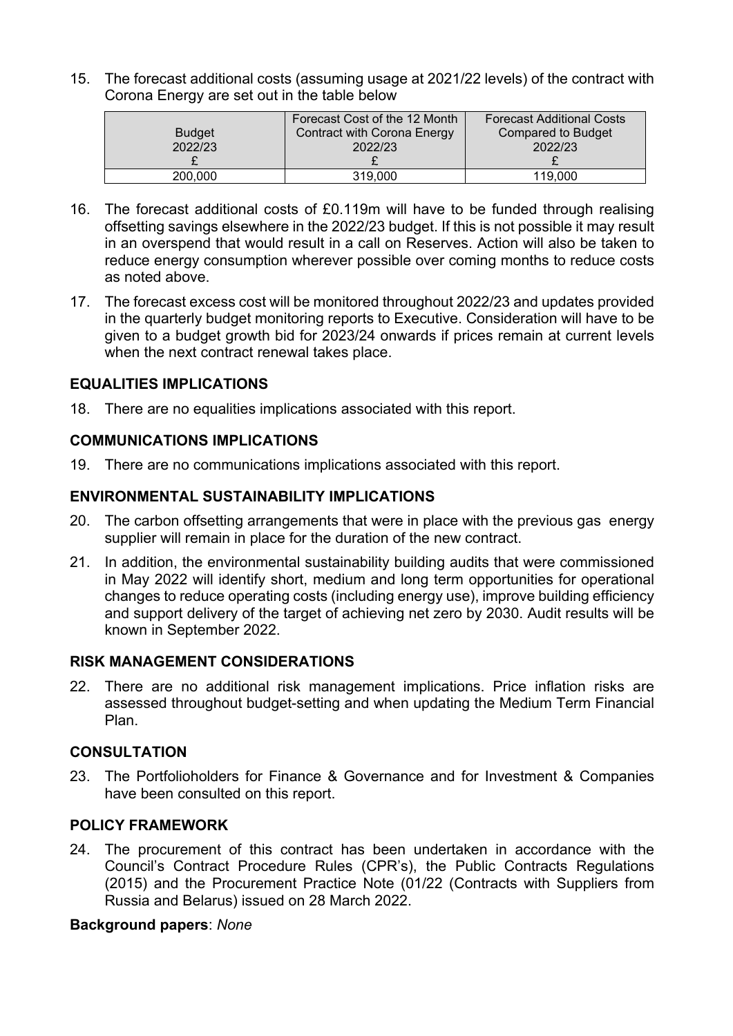15. The forecast additional costs (assuming usage at 2021/22 levels) of the contract with Corona Energy are set out in the table below

| Budget 2022/23 £ | Forecast Cost of the 12 Month Contract with Corona Energy 2022/23 £ | Forecast Additional Costs Compared to Budget 2022/23 £ |
|---|---|---|
| 200,000 | 319,000 | 119,000 |

16. The forecast additional costs of £0.119m will have to be funded through realising offsetting savings elsewhere in the 2022/23 budget. If this is not possible it may result in an overspend that would result in a call on Reserves. Action will also be taken to reduce energy consumption wherever possible over coming months to reduce costs as noted above.

17. The forecast excess cost will be monitored throughout 2022/23 and updates provided in the quarterly budget monitoring reports to Executive. Consideration will have to be given to a budget growth bid for 2023/24 onwards if prices remain at current levels when the next contract renewal takes place.

## EQUALITIES IMPLICATIONS

18. There are no equalities implications associated with this report.

## COMMUNICATIONS IMPLICATIONS

19. There are no communications implications associated with this report.

## ENVIRONMENTAL SUSTAINABILITY IMPLICATIONS

20. The carbon offsetting arrangements that were in place with the previous gas energy supplier will remain in place for the duration of the new contract.

21. In addition, the environmental sustainability building audits that were commissioned in May 2022 will identify short, medium and long term opportunities for operational changes to reduce operating costs (including energy use), improve building efficiency and support delivery of the target of achieving net zero by 2030. Audit results will be known in September 2022.

## RISK MANAGEMENT CONSIDERATIONS

22. There are no additional risk management implications. Price inflation risks are assessed throughout budget-setting and when updating the Medium Term Financial Plan.

## CONSULTATION

23. The Portfolioholders for Finance & Governance and for Investment & Companies have been consulted on this report.

## POLICY FRAMEWORK

24. The procurement of this contract has been undertaken in accordance with the Council's Contract Procedure Rules (CPR's), the Public Contracts Regulations (2015) and the Procurement Practice Note (01/22 (Contracts with Suppliers from Russia and Belarus) issued on 28 March 2022.

**Background papers**: *None*